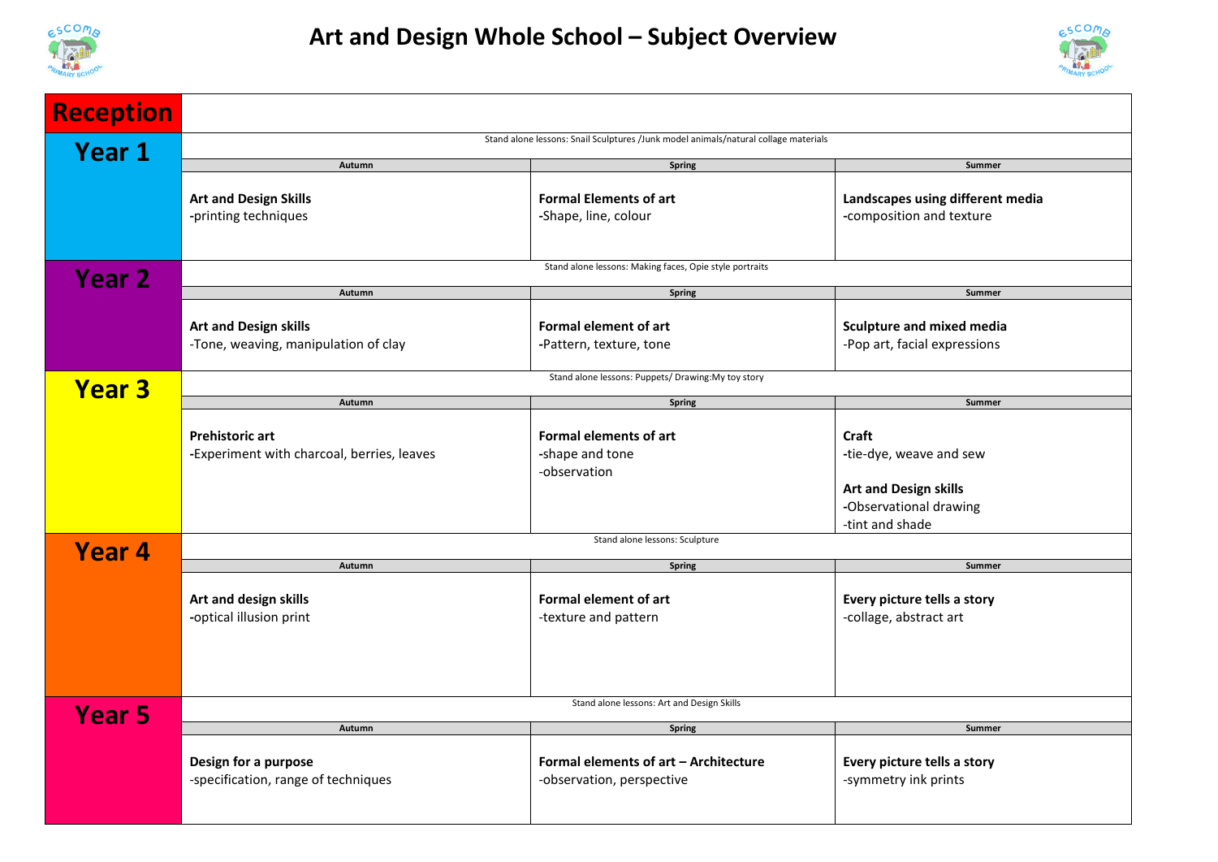# Art and Design Whole School – Subject Overview

| Year | Autumn | Spring | Summer |
|---|---|---|---|
| **Reception** | | | |
| **Year 1** | Stand alone lessons: Snail Sculptures /Junk model animals/natural collage materials | | |
| | **Art and Design Skills**<br>-printing techniques | **Formal Elements of art**<br>-Shape, line, colour | **Landscapes using different media**<br>-composition and texture |
| **Year 2** | Stand alone lessons: Making faces, Opie style portraits | | |
| | **Art and Design skills**<br>-Tone, weaving, manipulation of clay | **Formal element of art**<br>-Pattern, texture, tone | **Sculpture and mixed media**<br>-Pop art, facial expressions |
| **Year 3** | Stand alone lessons: Puppets/ Drawing:My toy story | | |
| | **Prehistoric art**<br>-Experiment with charcoal, berries, leaves | **Formal elements of art**<br>-shape and tone<br>-observation | **Craft**<br>-tie-dye, weave and sew<br>**Art and Design skills**<br>-Observational drawing<br>-tint and shade |
| **Year 4** | Stand alone lessons: Sculpture | | |
| | **Art and design skills**<br>-optical illusion print | **Formal element of art**<br>-texture and pattern | **Every picture tells a story**<br>-collage, abstract art |
| **Year 5** | Stand alone lessons: Art and Design Skills | | |
| | **Design for a purpose**<br>-specification, range of techniques | **Formal elements of art – Architecture**<br>-observation, perspective | **Every picture tells a story**<br>-symmetry ink prints |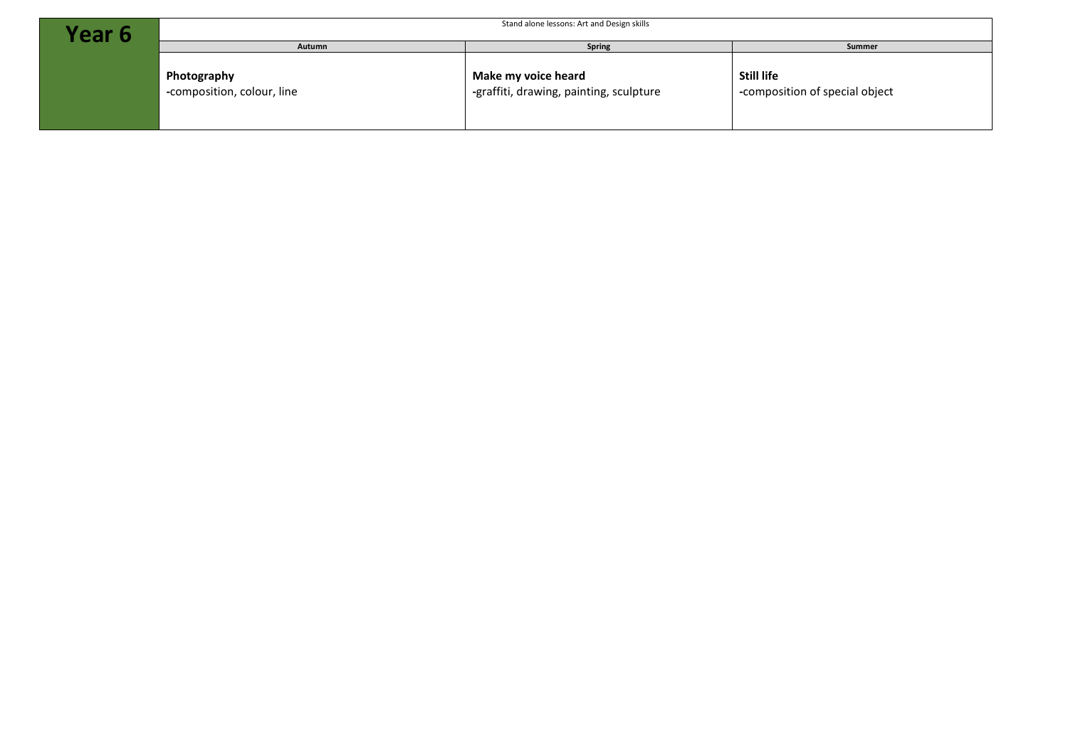| Year 6 | Stand alone lessons: Art and Design skills | | |
| --- | --- | --- | --- |
| | **Autumn** | **Spring** | **Summer** |
| | **Photography**<br>-composition, colour, line | **Make my voice heard**<br>-graffiti, drawing, painting, sculpture | **Still life**<br>-composition of special object |